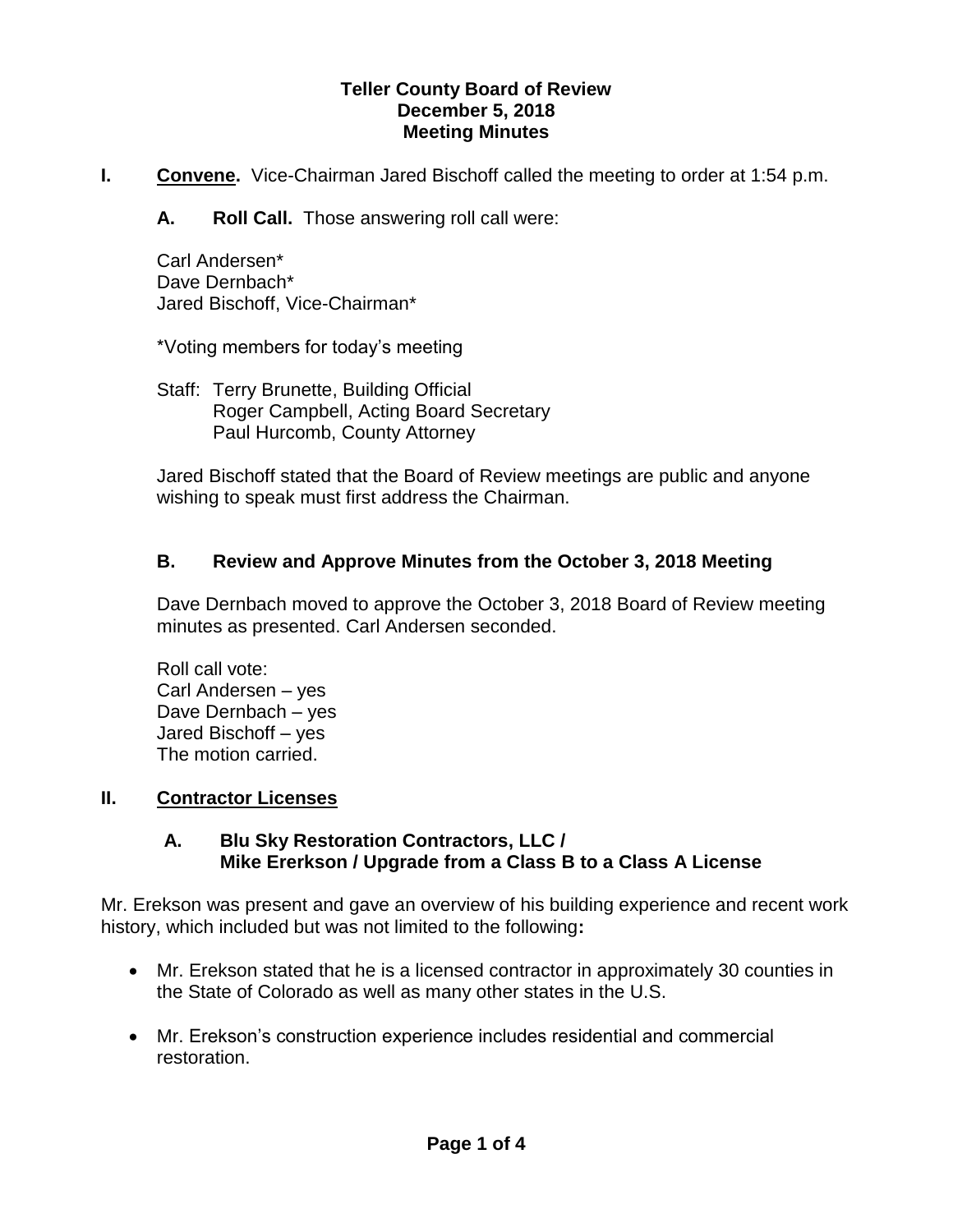# Teller County Board of Review
## December 5, 2018
## Meeting Minutes

**I. Convene.** Vice-Chairman Jared Bischoff called the meeting to order at 1:54 p.m.

**A. Roll Call.** Those answering roll call were:

Carl Andersen*
Dave Dernbach*
Jared Bischoff, Vice-Chairman*

*Voting members for today's meeting

Staff: Terry Brunette, Building Official
Roger Campbell, Acting Board Secretary
Paul Hurcomb, County Attorney

Jared Bischoff stated that the Board of Review meetings are public and anyone wishing to speak must first address the Chairman.

### B. Review and Approve Minutes from the October 3, 2018 Meeting

Dave Dernbach moved to approve the October 3, 2018 Board of Review meeting minutes as presented. Carl Andersen seconded.

Roll call vote:
Carl Andersen – yes
Dave Dernbach – yes
Jared Bischoff – yes
The motion carried.

## II. Contractor Licenses

### A. Blu Sky Restoration Contractors, LLC / Mike Ererkson / Upgrade from a Class B to a Class A License

Mr. Erekson was present and gave an overview of his building experience and recent work history, which included but was not limited to the following**:**

- Mr. Erekson stated that he is a licensed contractor in approximately 30 counties in the State of Colorado as well as many other states in the U.S.
- Mr. Erekson's construction experience includes residential and commercial restoration.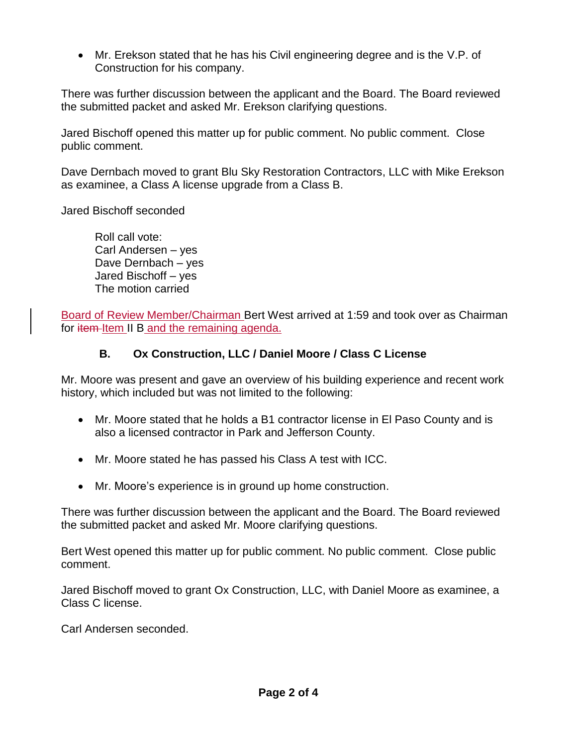- Mr. Erekson stated that he has his Civil engineering degree and is the V.P. of Construction for his company.

There was further discussion between the applicant and the Board. The Board reviewed the submitted packet and asked Mr. Erekson clarifying questions.

Jared Bischoff opened this matter up for public comment. No public comment. Close public comment.

Dave Dernbach moved to grant Blu Sky Restoration Contractors, LLC with Mike Erekson as examinee, a Class A license upgrade from a Class B.

Jared Bischoff seconded

Roll call vote:
Carl Andersen – yes
Dave Dernbach – yes
Jared Bischoff – yes
The motion carried

Board of Review Member/Chairman Bert West arrived at 1:59 and took over as Chairman for ~~item~~ Item II B and the remaining agenda.

### B. Ox Construction, LLC / Daniel Moore / Class C License

Mr. Moore was present and gave an overview of his building experience and recent work history, which included but was not limited to the following:

- Mr. Moore stated that he holds a B1 contractor license in El Paso County and is also a licensed contractor in Park and Jefferson County.
- Mr. Moore stated he has passed his Class A test with ICC.
- Mr. Moore's experience is in ground up home construction.

There was further discussion between the applicant and the Board. The Board reviewed the submitted packet and asked Mr. Moore clarifying questions.

Bert West opened this matter up for public comment. No public comment. Close public comment.

Jared Bischoff moved to grant Ox Construction, LLC, with Daniel Moore as examinee, a Class C license.

Carl Andersen seconded.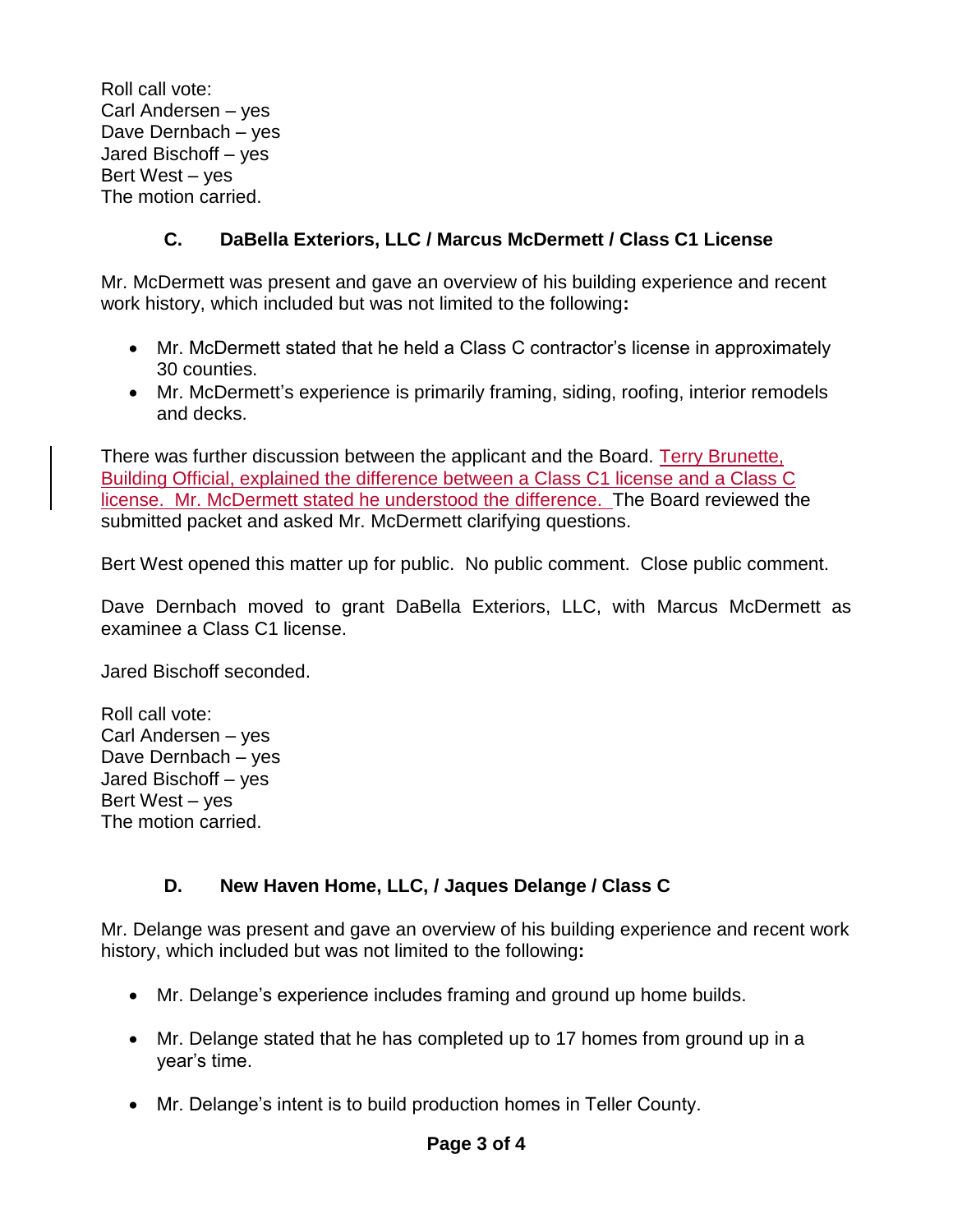Roll call vote:
Carl Andersen – yes
Dave Dernbach – yes
Jared Bischoff – yes
Bert West – yes
The motion carried.

### C. DaBella Exteriors, LLC / Marcus McDermett / Class C1 License

Mr. McDermett was present and gave an overview of his building experience and recent work history, which included but was not limited to the following**:**

- Mr. McDermett stated that he held a Class C contractor's license in approximately 30 counties.
- Mr. McDermett's experience is primarily framing, siding, roofing, interior remodels and decks.

There was further discussion between the applicant and the Board. Terry Brunette, Building Official, explained the difference between a Class C1 license and a Class C license. Mr. McDermett stated he understood the difference. The Board reviewed the submitted packet and asked Mr. McDermett clarifying questions.

Bert West opened this matter up for public. No public comment. Close public comment.

Dave Dernbach moved to grant DaBella Exteriors, LLC, with Marcus McDermett as examinee a Class C1 license.

Jared Bischoff seconded.

Roll call vote:
Carl Andersen – yes
Dave Dernbach – yes
Jared Bischoff – yes
Bert West – yes
The motion carried.

### D. New Haven Home, LLC, / Jaques Delange / Class C

Mr. Delange was present and gave an overview of his building experience and recent work history, which included but was not limited to the following**:**

- Mr. Delange's experience includes framing and ground up home builds.
- Mr. Delange stated that he has completed up to 17 homes from ground up in a year's time.
- Mr. Delange's intent is to build production homes in Teller County.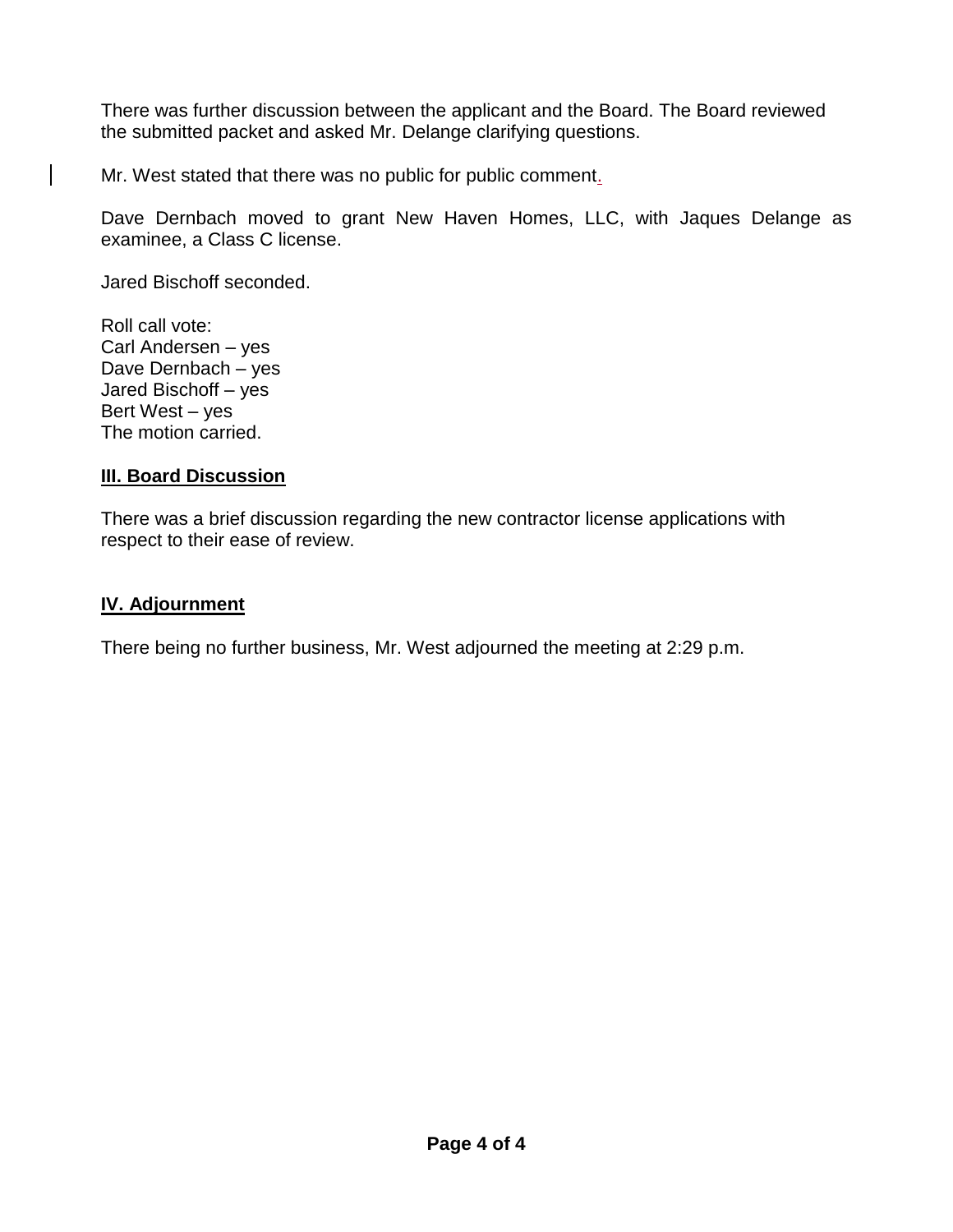There was further discussion between the applicant and the Board. The Board reviewed the submitted packet and asked Mr. Delange clarifying questions.

Mr. West stated that there was no public for public comment.

Dave Dernbach moved to grant New Haven Homes, LLC, with Jaques Delange as examinee, a Class C license.

Jared Bischoff seconded.

Roll call vote:
Carl Andersen – yes
Dave Dernbach – yes
Jared Bischoff – yes
Bert West – yes
The motion carried.

## III. Board Discussion

There was a brief discussion regarding the new contractor license applications with respect to their ease of review.

## IV. Adjournment

There being no further business, Mr. West adjourned the meeting at 2:29 p.m.